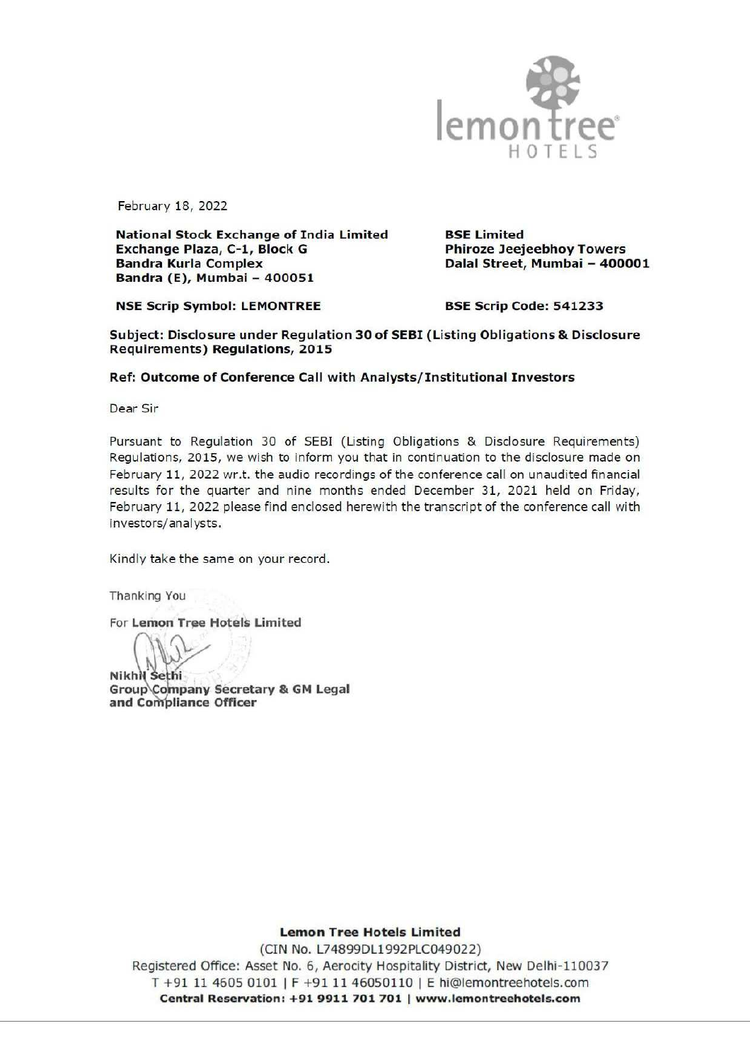February 18, 2022

**National Stock Exchange of India Limited**
**Exchange Plaza, C-1, Block G**
**Bandra Kurla Complex**
**Bandra (E), Mumbai – 400051**

**BSE Limited**
**Phiroze Jeejeebhoy Towers**
**Dalal Street, Mumbai – 400001**

**NSE Scrip Symbol: LEMONTREE**

**BSE Scrip Code: 541233**

**Subject: Disclosure under Regulation 30 of SEBI (Listing Obligations & Disclosure Requirements) Regulations, 2015**

**Ref: Outcome of Conference Call with Analysts/Institutional Investors**

Dear Sir

Pursuant to Regulation 30 of SEBI (Listing Obligations & Disclosure Requirements) Regulations, 2015, we wish to inform you that in continuation to the disclosure made on February 11, 2022 wr.t. the audio recordings of the conference call on unaudited financial results for the quarter and nine months ended December 31, 2021 held on Friday, February 11, 2022 please find enclosed herewith the transcript of the conference call with investors/analysts.

Kindly take the same on your record.

Thanking You

For **Lemon Tree Hotels Limited**

**Nikhil Sethi**
**Group Company Secretary & GM Legal and Compliance Officer**

**Lemon Tree Hotels Limited**
(CIN No. L74899DL1992PLC049022)
Registered Office: Asset No. 6, Aerocity Hospitality District, New Delhi-110037
T +91 11 4605 0101 | F +91 11 46050110 | E hi@lemontreehotels.com
**Central Reservation: +91 9911 701 701 | www.lemontreehotels.com**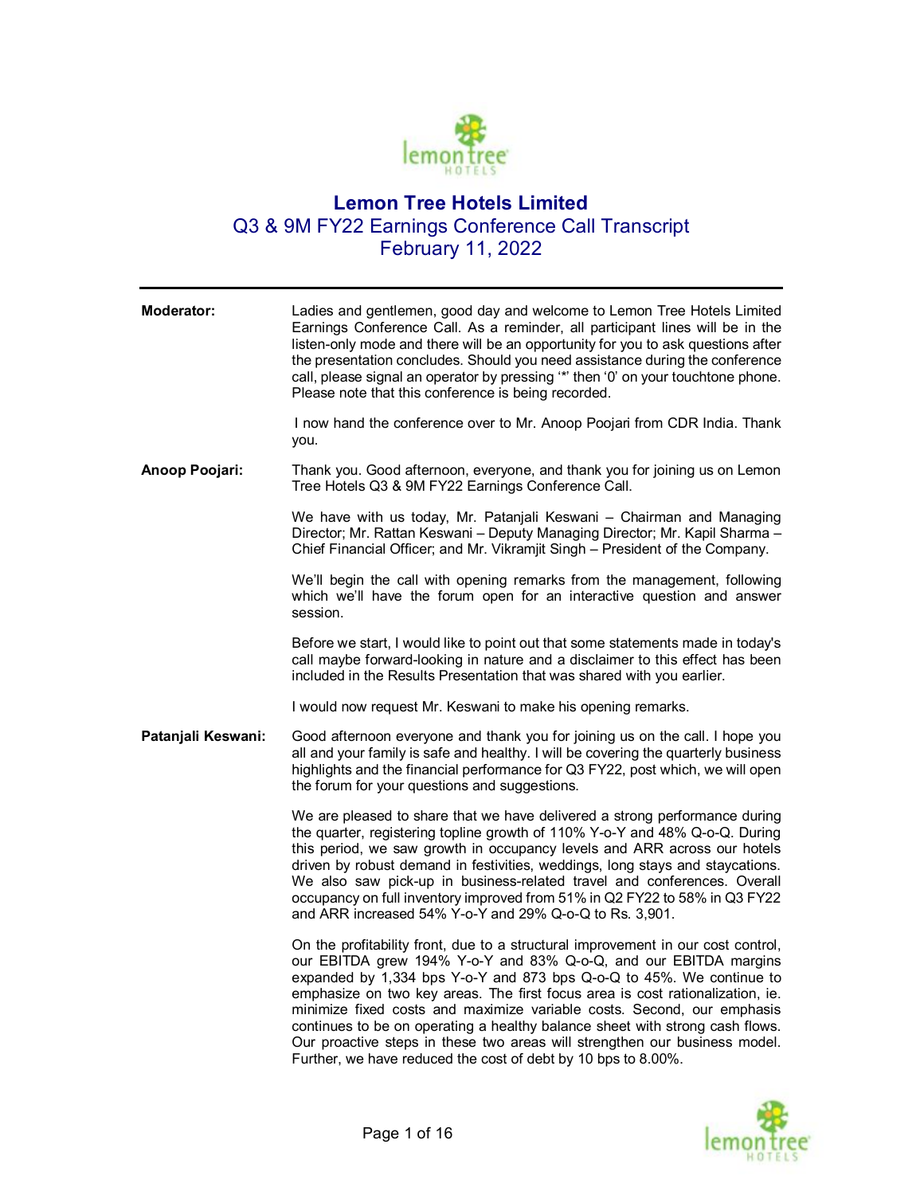# Lemon Tree Hotels Limited

## Q3 & 9M FY22 Earnings Conference Call Transcript

### February 11, 2022

---

**Moderator:** Ladies and gentlemen, good day and welcome to Lemon Tree Hotels Limited Earnings Conference Call. As a reminder, all participant lines will be in the listen-only mode and there will be an opportunity for you to ask questions after the presentation concludes. Should you need assistance during the conference call, please signal an operator by pressing '*' then '0' on your touchtone phone. Please note that this conference is being recorded.

I now hand the conference over to Mr. Anoop Poojari from CDR India. Thank you.

**Anoop Poojari:** Thank you. Good afternoon, everyone, and thank you for joining us on Lemon Tree Hotels Q3 & 9M FY22 Earnings Conference Call.

We have with us today, Mr. Patanjali Keswani – Chairman and Managing Director; Mr. Rattan Keswani – Deputy Managing Director; Mr. Kapil Sharma – Chief Financial Officer; and Mr. Vikramjit Singh – President of the Company.

We'll begin the call with opening remarks from the management, following which we'll have the forum open for an interactive question and answer session.

Before we start, I would like to point out that some statements made in today's call maybe forward-looking in nature and a disclaimer to this effect has been included in the Results Presentation that was shared with you earlier.

I would now request Mr. Keswani to make his opening remarks.

**Patanjali Keswani:** Good afternoon everyone and thank you for joining us on the call. I hope you all and your family is safe and healthy. I will be covering the quarterly business highlights and the financial performance for Q3 FY22, post which, we will open the forum for your questions and suggestions.

We are pleased to share that we have delivered a strong performance during the quarter, registering topline growth of 110% Y-o-Y and 48% Q-o-Q. During this period, we saw growth in occupancy levels and ARR across our hotels driven by robust demand in festivities, weddings, long stays and staycations. We also saw pick-up in business-related travel and conferences. Overall occupancy on full inventory improved from 51% in Q2 FY22 to 58% in Q3 FY22 and ARR increased 54% Y-o-Y and 29% Q-o-Q to Rs. 3,901.

On the profitability front, due to a structural improvement in our cost control, our EBITDA grew 194% Y-o-Y and 83% Q-o-Q, and our EBITDA margins expanded by 1,334 bps Y-o-Y and 873 bps Q-o-Q to 45%. We continue to emphasize on two key areas. The first focus area is cost rationalization, ie. minimize fixed costs and maximize variable costs. Second, our emphasis continues to be on operating a healthy balance sheet with strong cash flows. Our proactive steps in these two areas will strengthen our business model. Further, we have reduced the cost of debt by 10 bps to 8.00%.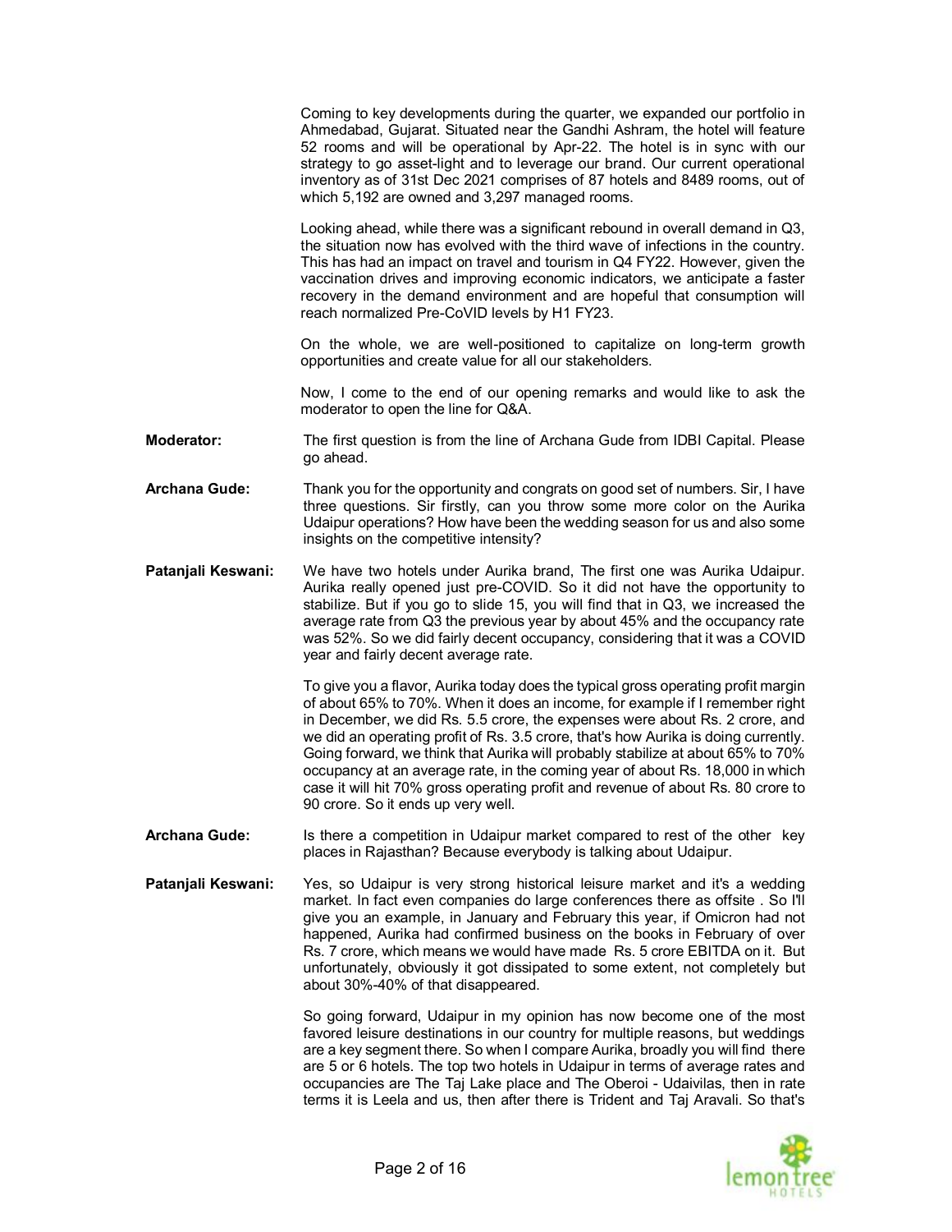Coming to key developments during the quarter, we expanded our portfolio in Ahmedabad, Gujarat. Situated near the Gandhi Ashram, the hotel will feature 52 rooms and will be operational by Apr-22. The hotel is in sync with our strategy to go asset-light and to leverage our brand. Our current operational inventory as of 31st Dec 2021 comprises of 87 hotels and 8489 rooms, out of which 5,192 are owned and 3,297 managed rooms.

Looking ahead, while there was a significant rebound in overall demand in Q3, the situation now has evolved with the third wave of infections in the country. This has had an impact on travel and tourism in Q4 FY22. However, given the vaccination drives and improving economic indicators, we anticipate a faster recovery in the demand environment and are hopeful that consumption will reach normalized Pre-CoVID levels by H1 FY23.

On the whole, we are well-positioned to capitalize on long-term growth opportunities and create value for all our stakeholders.

Now, I come to the end of our opening remarks and would like to ask the moderator to open the line for Q&A.

**Moderator:** The first question is from the line of Archana Gude from IDBI Capital. Please go ahead.

**Archana Gude:** Thank you for the opportunity and congrats on good set of numbers. Sir, I have three questions. Sir firstly, can you throw some more color on the Aurika Udaipur operations? How have been the wedding season for us and also some insights on the competitive intensity?

**Patanjali Keswani:** We have two hotels under Aurika brand, The first one was Aurika Udaipur. Aurika really opened just pre-COVID. So it did not have the opportunity to stabilize. But if you go to slide 15, you will find that in Q3, we increased the average rate from Q3 the previous year by about 45% and the occupancy rate was 52%. So we did fairly decent occupancy, considering that it was a COVID year and fairly decent average rate.

To give you a flavor, Aurika today does the typical gross operating profit margin of about 65% to 70%. When it does an income, for example if I remember right in December, we did Rs. 5.5 crore, the expenses were about Rs. 2 crore, and we did an operating profit of Rs. 3.5 crore, that's how Aurika is doing currently. Going forward, we think that Aurika will probably stabilize at about 65% to 70% occupancy at an average rate, in the coming year of about Rs. 18,000 in which case it will hit 70% gross operating profit and revenue of about Rs. 80 crore to 90 crore. So it ends up very well.

**Archana Gude:** Is there a competition in Udaipur market compared to rest of the other key places in Rajasthan? Because everybody is talking about Udaipur.

**Patanjali Keswani:** Yes, so Udaipur is very strong historical leisure market and it's a wedding market. In fact even companies do large conferences there as offsite . So I'll give you an example, in January and February this year, if Omicron had not happened, Aurika had confirmed business on the books in February of over Rs. 7 crore, which means we would have made Rs. 5 crore EBITDA on it. But unfortunately, obviously it got dissipated to some extent, not completely but about 30%-40% of that disappeared.

So going forward, Udaipur in my opinion has now become one of the most favored leisure destinations in our country for multiple reasons, but weddings are a key segment there. So when I compare Aurika, broadly you will find there are 5 or 6 hotels. The top two hotels in Udaipur in terms of average rates and occupancies are The Taj Lake place and The Oberoi - Udaivilas, then in rate terms it is Leela and us, then after there is Trident and Taj Aravali. So that's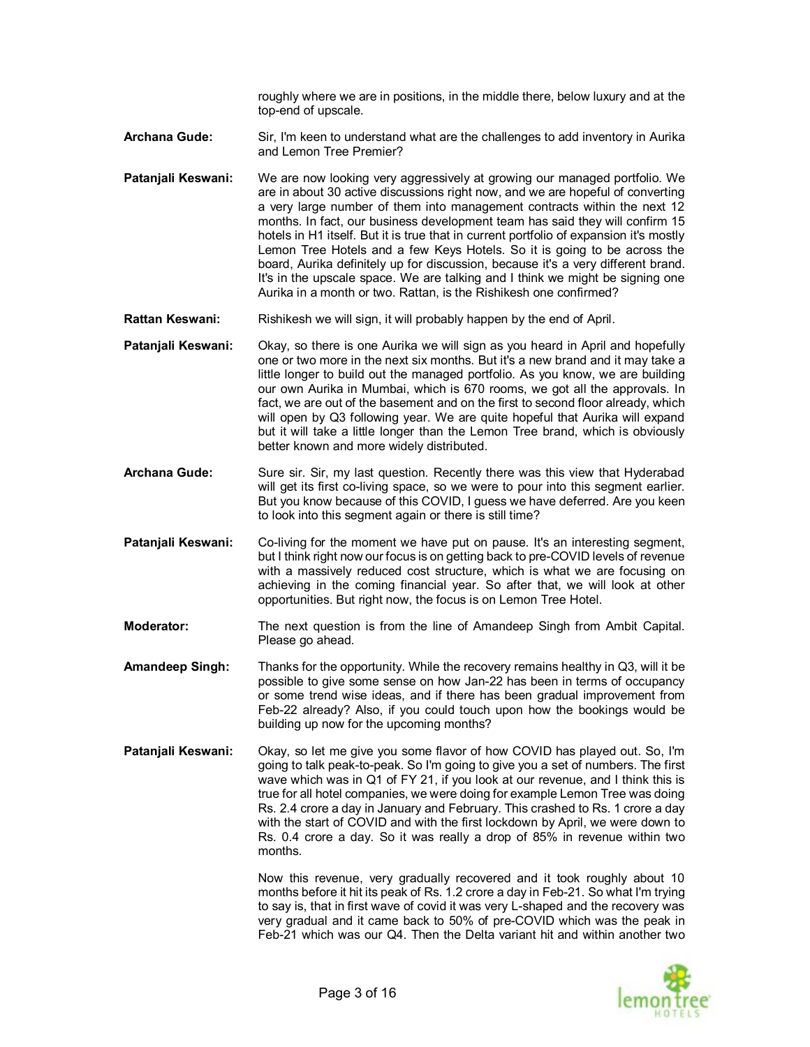roughly where we are in positions, in the middle there, below luxury and at the top-end of upscale.

**Archana Gude:** Sir, I'm keen to understand what are the challenges to add inventory in Aurika and Lemon Tree Premier?

**Patanjali Keswani:** We are now looking very aggressively at growing our managed portfolio. We are in about 30 active discussions right now, and we are hopeful of converting a very large number of them into management contracts within the next 12 months. In fact, our business development team has said they will confirm 15 hotels in H1 itself. But it is true that in current portfolio of expansion it's mostly Lemon Tree Hotels and a few Keys Hotels. So it is going to be across the board, Aurika definitely up for discussion, because it's a very different brand. It's in the upscale space. We are talking and I think we might be signing one Aurika in a month or two. Rattan, is the Rishikesh one confirmed?

**Rattan Keswani:** Rishikesh we will sign, it will probably happen by the end of April.

**Patanjali Keswani:** Okay, so there is one Aurika we will sign as you heard in April and hopefully one or two more in the next six months. But it's a new brand and it may take a little longer to build out the managed portfolio. As you know, we are building our own Aurika in Mumbai, which is 670 rooms, we got all the approvals. In fact, we are out of the basement and on the first to second floor already, which will open by Q3 following year. We are quite hopeful that Aurika will expand but it will take a little longer than the Lemon Tree brand, which is obviously better known and more widely distributed.

**Archana Gude:** Sure sir. Sir, my last question. Recently there was this view that Hyderabad will get its first co-living space, so we were to pour into this segment earlier. But you know because of this COVID, I guess we have deferred. Are you keen to look into this segment again or there is still time?

**Patanjali Keswani:** Co-living for the moment we have put on pause. It's an interesting segment, but I think right now our focus is on getting back to pre-COVID levels of revenue with a massively reduced cost structure, which is what we are focusing on achieving in the coming financial year. So after that, we will look at other opportunities. But right now, the focus is on Lemon Tree Hotel.

**Moderator:** The next question is from the line of Amandeep Singh from Ambit Capital. Please go ahead.

**Amandeep Singh:** Thanks for the opportunity. While the recovery remains healthy in Q3, will it be possible to give some sense on how Jan-22 has been in terms of occupancy or some trend wise ideas, and if there has been gradual improvement from Feb-22 already? Also, if you could touch upon how the bookings would be building up now for the upcoming months?

**Patanjali Keswani:** Okay, so let me give you some flavor of how COVID has played out. So, I'm going to talk peak-to-peak. So I'm going to give you a set of numbers. The first wave which was in Q1 of FY 21, if you look at our revenue, and I think this is true for all hotel companies, we were doing for example Lemon Tree was doing Rs. 2.4 crore a day in January and February. This crashed to Rs. 1 crore a day with the start of COVID and with the first lockdown by April, we were down to Rs. 0.4 crore a day. So it was really a drop of 85% in revenue within two months.

Now this revenue, very gradually recovered and it took roughly about 10 months before it hit its peak of Rs. 1.2 crore a day in Feb-21. So what I'm trying to say is, that in first wave of covid it was very L-shaped and the recovery was very gradual and it came back to 50% of pre-COVID which was the peak in Feb-21 which was our Q4. Then the Delta variant hit and within another two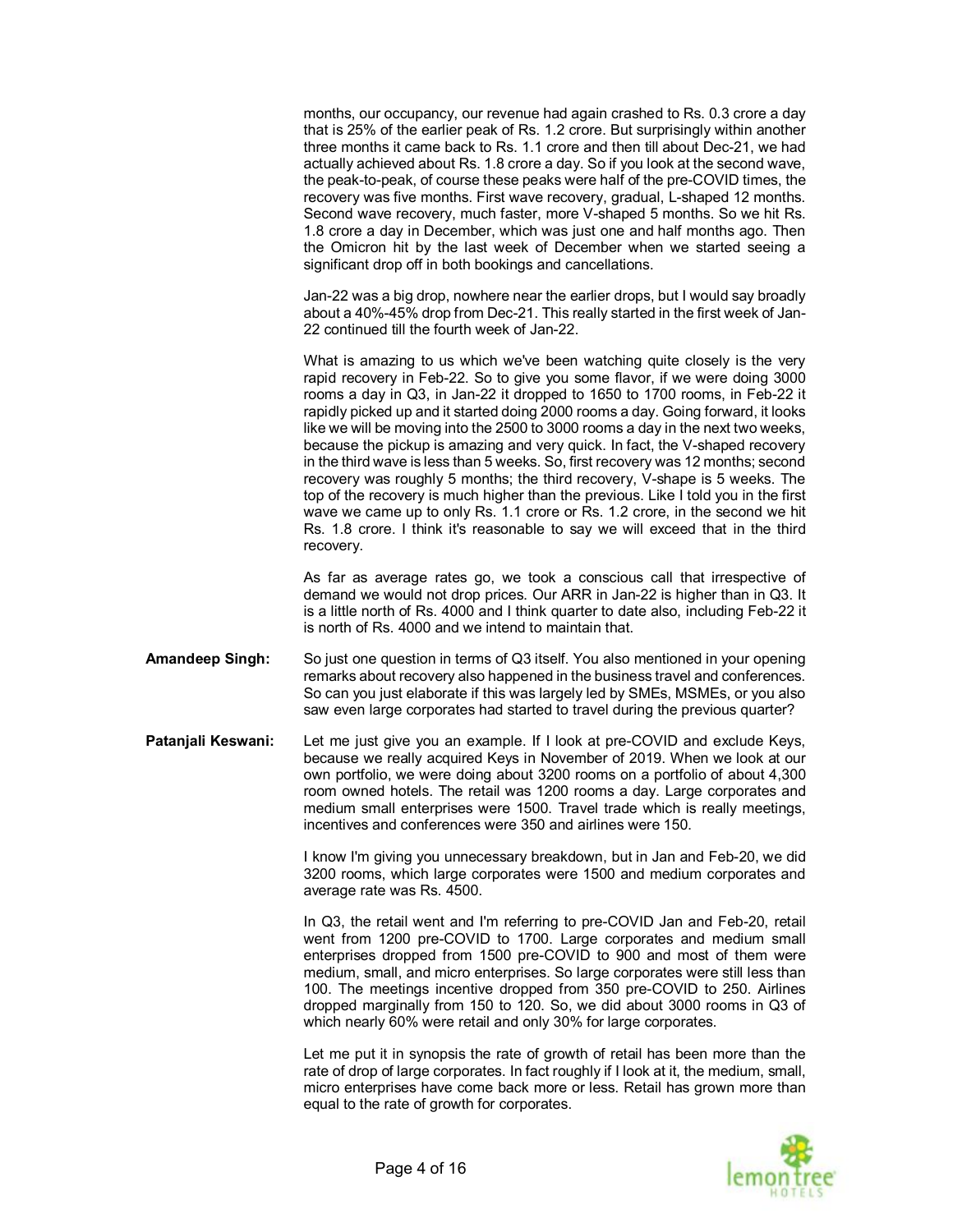months, our occupancy, our revenue had again crashed to Rs. 0.3 crore a day that is 25% of the earlier peak of Rs. 1.2 crore. But surprisingly within another three months it came back to Rs. 1.1 crore and then till about Dec-21, we had actually achieved about Rs. 1.8 crore a day. So if you look at the second wave, the peak-to-peak, of course these peaks were half of the pre-COVID times, the recovery was five months. First wave recovery, gradual, L-shaped 12 months. Second wave recovery, much faster, more V-shaped 5 months. So we hit Rs. 1.8 crore a day in December, which was just one and half months ago. Then the Omicron hit by the last week of December when we started seeing a significant drop off in both bookings and cancellations.

Jan-22 was a big drop, nowhere near the earlier drops, but I would say broadly about a 40%-45% drop from Dec-21. This really started in the first week of Jan-22 continued till the fourth week of Jan-22.

What is amazing to us which we've been watching quite closely is the very rapid recovery in Feb-22. So to give you some flavor, if we were doing 3000 rooms a day in Q3, in Jan-22 it dropped to 1650 to 1700 rooms, in Feb-22 it rapidly picked up and it started doing 2000 rooms a day. Going forward, it looks like we will be moving into the 2500 to 3000 rooms a day in the next two weeks, because the pickup is amazing and very quick. In fact, the V-shaped recovery in the third wave is less than 5 weeks. So, first recovery was 12 months; second recovery was roughly 5 months; the third recovery, V-shape is 5 weeks. The top of the recovery is much higher than the previous. Like I told you in the first wave we came up to only Rs. 1.1 crore or Rs. 1.2 crore, in the second we hit Rs. 1.8 crore. I think it's reasonable to say we will exceed that in the third recovery.

As far as average rates go, we took a conscious call that irrespective of demand we would not drop prices. Our ARR in Jan-22 is higher than in Q3. It is a little north of Rs. 4000 and I think quarter to date also, including Feb-22 it is north of Rs. 4000 and we intend to maintain that.

**Amandeep Singh:** So just one question in terms of Q3 itself. You also mentioned in your opening remarks about recovery also happened in the business travel and conferences. So can you just elaborate if this was largely led by SMEs, MSMEs, or you also saw even large corporates had started to travel during the previous quarter?

**Patanjali Keswani:** Let me just give you an example. If I look at pre-COVID and exclude Keys, because we really acquired Keys in November of 2019. When we look at our own portfolio, we were doing about 3200 rooms on a portfolio of about 4,300 room owned hotels. The retail was 1200 rooms a day. Large corporates and medium small enterprises were 1500. Travel trade which is really meetings, incentives and conferences were 350 and airlines were 150.

I know I'm giving you unnecessary breakdown, but in Jan and Feb-20, we did 3200 rooms, which large corporates were 1500 and medium corporates and average rate was Rs. 4500.

In Q3, the retail went and I'm referring to pre-COVID Jan and Feb-20, retail went from 1200 pre-COVID to 1700. Large corporates and medium small enterprises dropped from 1500 pre-COVID to 900 and most of them were medium, small, and micro enterprises. So large corporates were still less than 100. The meetings incentive dropped from 350 pre-COVID to 250. Airlines dropped marginally from 150 to 120. So, we did about 3000 rooms in Q3 of which nearly 60% were retail and only 30% for large corporates.

Let me put it in synopsis the rate of growth of retail has been more than the rate of drop of large corporates. In fact roughly if I look at it, the medium, small, micro enterprises have come back more or less. Retail has grown more than equal to the rate of growth for corporates.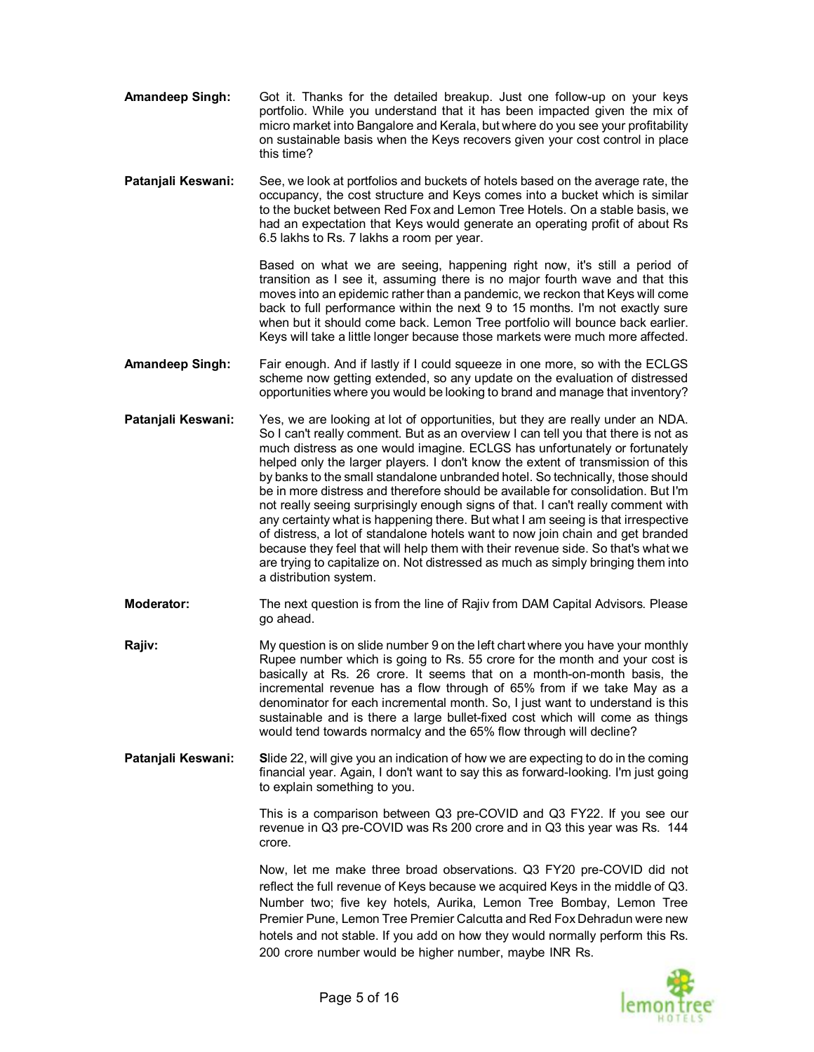**Amandeep Singh:** Got it. Thanks for the detailed breakup. Just one follow-up on your keys portfolio. While you understand that it has been impacted given the mix of micro market into Bangalore and Kerala, but where do you see your profitability on sustainable basis when the Keys recovers given your cost control in place this time?

**Patanjali Keswani:** See, we look at portfolios and buckets of hotels based on the average rate, the occupancy, the cost structure and Keys comes into a bucket which is similar to the bucket between Red Fox and Lemon Tree Hotels. On a stable basis, we had an expectation that Keys would generate an operating profit of about Rs 6.5 lakhs to Rs. 7 lakhs a room per year.

Based on what we are seeing, happening right now, it's still a period of transition as I see it, assuming there is no major fourth wave and that this moves into an epidemic rather than a pandemic, we reckon that Keys will come back to full performance within the next 9 to 15 months. I'm not exactly sure when but it should come back. Lemon Tree portfolio will bounce back earlier. Keys will take a little longer because those markets were much more affected.

**Amandeep Singh:** Fair enough. And if lastly if I could squeeze in one more, so with the ECLGS scheme now getting extended, so any update on the evaluation of distressed opportunities where you would be looking to brand and manage that inventory?

**Patanjali Keswani:** Yes, we are looking at lot of opportunities, but they are really under an NDA. So I can't really comment. But as an overview I can tell you that there is not as much distress as one would imagine. ECLGS has unfortunately or fortunately helped only the larger players. I don't know the extent of transmission of this by banks to the small standalone unbranded hotel. So technically, those should be in more distress and therefore should be available for consolidation. But I'm not really seeing surprisingly enough signs of that. I can't really comment with any certainty what is happening there. But what I am seeing is that irrespective of distress, a lot of standalone hotels want to now join chain and get branded because they feel that will help them with their revenue side. So that's what we are trying to capitalize on. Not distressed as much as simply bringing them into a distribution system.

**Moderator:** The next question is from the line of Rajiv from DAM Capital Advisors. Please go ahead.

**Rajiv:** My question is on slide number 9 on the left chart where you have your monthly Rupee number which is going to Rs. 55 crore for the month and your cost is basically at Rs. 26 crore. It seems that on a month-on-month basis, the incremental revenue has a flow through of 65% from if we take May as a denominator for each incremental month. So, I just want to understand is this sustainable and is there a large bullet-fixed cost which will come as things would tend towards normalcy and the 65% flow through will decline?

**Patanjali Keswani:** Slide 22, will give you an indication of how we are expecting to do in the coming financial year. Again, I don't want to say this as forward-looking. I'm just going to explain something to you.

This is a comparison between Q3 pre-COVID and Q3 FY22. If you see our revenue in Q3 pre-COVID was Rs 200 crore and in Q3 this year was Rs. 144 crore.

Now, let me make three broad observations. Q3 FY20 pre-COVID did not reflect the full revenue of Keys because we acquired Keys in the middle of Q3. Number two; five key hotels, Aurika, Lemon Tree Bombay, Lemon Tree Premier Pune, Lemon Tree Premier Calcutta and Red Fox Dehradun were new hotels and not stable. If you add on how they would normally perform this Rs. 200 crore number would be higher number, maybe INR Rs.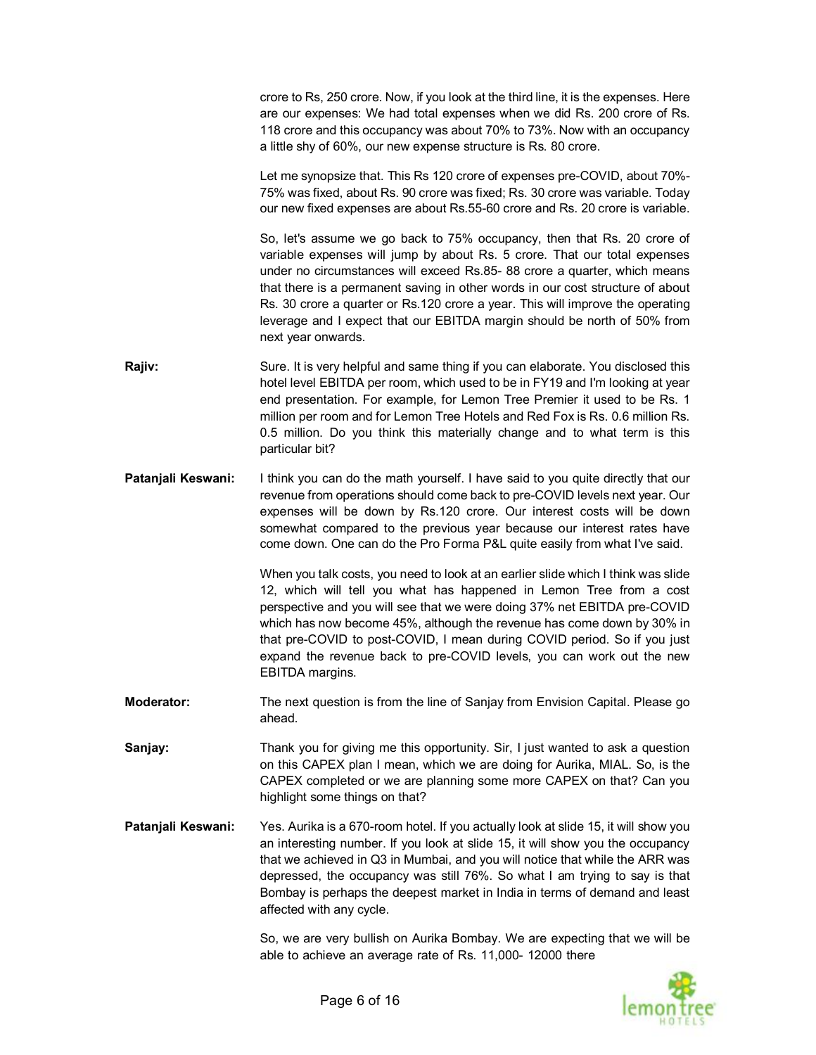crore to Rs, 250 crore. Now, if you look at the third line, it is the expenses. Here are our expenses: We had total expenses when we did Rs. 200 crore of Rs. 118 crore and this occupancy was about 70% to 73%. Now with an occupancy a little shy of 60%, our new expense structure is Rs. 80 crore.

Let me synopsize that. This Rs 120 crore of expenses pre-COVID, about 70%-75% was fixed, about Rs. 90 crore was fixed; Rs. 30 crore was variable. Today our new fixed expenses are about Rs.55-60 crore and Rs. 20 crore is variable.

So, let's assume we go back to 75% occupancy, then that Rs. 20 crore of variable expenses will jump by about Rs. 5 crore. That our total expenses under no circumstances will exceed Rs.85- 88 crore a quarter, which means that there is a permanent saving in other words in our cost structure of about Rs. 30 crore a quarter or Rs.120 crore a year. This will improve the operating leverage and I expect that our EBITDA margin should be north of 50% from next year onwards.

**Rajiv:** Sure. It is very helpful and same thing if you can elaborate. You disclosed this hotel level EBITDA per room, which used to be in FY19 and I'm looking at year end presentation. For example, for Lemon Tree Premier it used to be Rs. 1 million per room and for Lemon Tree Hotels and Red Fox is Rs. 0.6 million Rs. 0.5 million. Do you think this materially change and to what term is this particular bit?

**Patanjali Keswani:** I think you can do the math yourself. I have said to you quite directly that our revenue from operations should come back to pre-COVID levels next year. Our expenses will be down by Rs.120 crore. Our interest costs will be down somewhat compared to the previous year because our interest rates have come down. One can do the Pro Forma P&L quite easily from what I've said.

When you talk costs, you need to look at an earlier slide which I think was slide 12, which will tell you what has happened in Lemon Tree from a cost perspective and you will see that we were doing 37% net EBITDA pre-COVID which has now become 45%, although the revenue has come down by 30% in that pre-COVID to post-COVID, I mean during COVID period. So if you just expand the revenue back to pre-COVID levels, you can work out the new EBITDA margins.

**Moderator:** The next question is from the line of Sanjay from Envision Capital. Please go ahead.

**Sanjay:** Thank you for giving me this opportunity. Sir, I just wanted to ask a question on this CAPEX plan I mean, which we are doing for Aurika, MIAL. So, is the CAPEX completed or we are planning some more CAPEX on that? Can you highlight some things on that?

**Patanjali Keswani:** Yes. Aurika is a 670-room hotel. If you actually look at slide 15, it will show you an interesting number. If you look at slide 15, it will show you the occupancy that we achieved in Q3 in Mumbai, and you will notice that while the ARR was depressed, the occupancy was still 76%. So what I am trying to say is that Bombay is perhaps the deepest market in India in terms of demand and least affected with any cycle.

So, we are very bullish on Aurika Bombay. We are expecting that we will be able to achieve an average rate of Rs. 11,000- 12000 there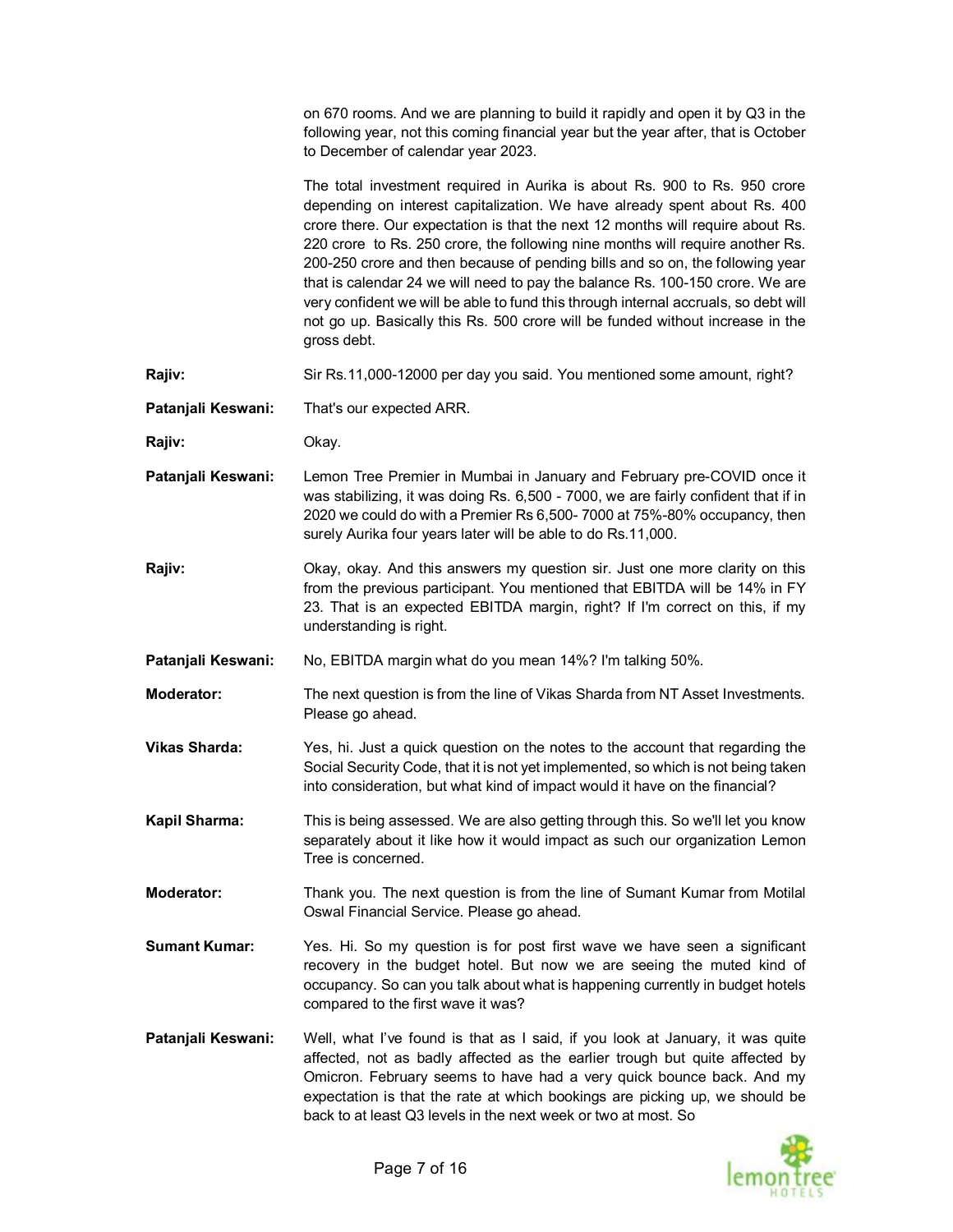on 670 rooms. And we are planning to build it rapidly and open it by Q3 in the following year, not this coming financial year but the year after, that is October to December of calendar year 2023.

The total investment required in Aurika is about Rs. 900 to Rs. 950 crore depending on interest capitalization. We have already spent about Rs. 400 crore there. Our expectation is that the next 12 months will require about Rs. 220 crore to Rs. 250 crore, the following nine months will require another Rs. 200-250 crore and then because of pending bills and so on, the following year that is calendar 24 we will need to pay the balance Rs. 100-150 crore. We are very confident we will be able to fund this through internal accruals, so debt will not go up. Basically this Rs. 500 crore will be funded without increase in the gross debt.

**Rajiv:** Sir Rs.11,000-12000 per day you said. You mentioned some amount, right?

**Patanjali Keswani:** That's our expected ARR.

**Rajiv:** Okay.

**Patanjali Keswani:** Lemon Tree Premier in Mumbai in January and February pre-COVID once it was stabilizing, it was doing Rs. 6,500 - 7000, we are fairly confident that if in 2020 we could do with a Premier Rs 6,500- 7000 at 75%-80% occupancy, then surely Aurika four years later will be able to do Rs.11,000.

**Rajiv:** Okay, okay. And this answers my question sir. Just one more clarity on this from the previous participant. You mentioned that EBITDA will be 14% in FY 23. That is an expected EBITDA margin, right? If I'm correct on this, if my understanding is right.

**Patanjali Keswani:** No, EBITDA margin what do you mean 14%? I'm talking 50%.

**Moderator:** The next question is from the line of Vikas Sharda from NT Asset Investments. Please go ahead.

**Vikas Sharda:** Yes, hi. Just a quick question on the notes to the account that regarding the Social Security Code, that it is not yet implemented, so which is not being taken into consideration, but what kind of impact would it have on the financial?

**Kapil Sharma:** This is being assessed. We are also getting through this. So we'll let you know separately about it like how it would impact as such our organization Lemon Tree is concerned.

**Moderator:** Thank you. The next question is from the line of Sumant Kumar from Motilal Oswal Financial Service. Please go ahead.

**Sumant Kumar:** Yes. Hi. So my question is for post first wave we have seen a significant recovery in the budget hotel. But now we are seeing the muted kind of occupancy. So can you talk about what is happening currently in budget hotels compared to the first wave it was?

**Patanjali Keswani:** Well, what I've found is that as I said, if you look at January, it was quite affected, not as badly affected as the earlier trough but quite affected by Omicron. February seems to have had a very quick bounce back. And my expectation is that the rate at which bookings are picking up, we should be back to at least Q3 levels in the next week or two at most. So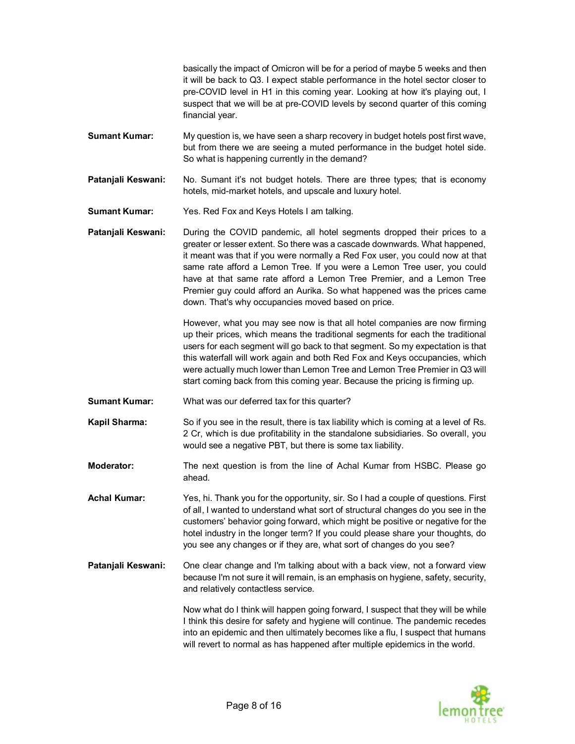basically the impact of Omicron will be for a period of maybe 5 weeks and then it will be back to Q3. I expect stable performance in the hotel sector closer to pre-COVID level in H1 in this coming year. Looking at how it's playing out, I suspect that we will be at pre-COVID levels by second quarter of this coming financial year.

**Sumant Kumar:** My question is, we have seen a sharp recovery in budget hotels post first wave, but from there we are seeing a muted performance in the budget hotel side. So what is happening currently in the demand?

**Patanjali Keswani:** No. Sumant it's not budget hotels. There are three types; that is economy hotels, mid-market hotels, and upscale and luxury hotel.

**Sumant Kumar:** Yes. Red Fox and Keys Hotels I am talking.

**Patanjali Keswani:** During the COVID pandemic, all hotel segments dropped their prices to a greater or lesser extent. So there was a cascade downwards. What happened, it meant was that if you were normally a Red Fox user, you could now at that same rate afford a Lemon Tree. If you were a Lemon Tree user, you could have at that same rate afford a Lemon Tree Premier, and a Lemon Tree Premier guy could afford an Aurika. So what happened was the prices came down. That's why occupancies moved based on price.

However, what you may see now is that all hotel companies are now firming up their prices, which means the traditional segments for each the traditional users for each segment will go back to that segment. So my expectation is that this waterfall will work again and both Red Fox and Keys occupancies, which were actually much lower than Lemon Tree and Lemon Tree Premier in Q3 will start coming back from this coming year. Because the pricing is firming up.

**Sumant Kumar:** What was our deferred tax for this quarter?

**Kapil Sharma:** So if you see in the result, there is tax liability which is coming at a level of Rs. 2 Cr, which is due profitability in the standalone subsidiaries. So overall, you would see a negative PBT, but there is some tax liability.

**Moderator:** The next question is from the line of Achal Kumar from HSBC. Please go ahead.

**Achal Kumar:** Yes, hi. Thank you for the opportunity, sir. So I had a couple of questions. First of all, I wanted to understand what sort of structural changes do you see in the customers' behavior going forward, which might be positive or negative for the hotel industry in the longer term? If you could please share your thoughts, do you see any changes or if they are, what sort of changes do you see?

**Patanjali Keswani:** One clear change and I'm talking about with a back view, not a forward view because I'm not sure it will remain, is an emphasis on hygiene, safety, security, and relatively contactless service.

Now what do I think will happen going forward, I suspect that they will be while I think this desire for safety and hygiene will continue. The pandemic recedes into an epidemic and then ultimately becomes like a flu, I suspect that humans will revert to normal as has happened after multiple epidemics in the world.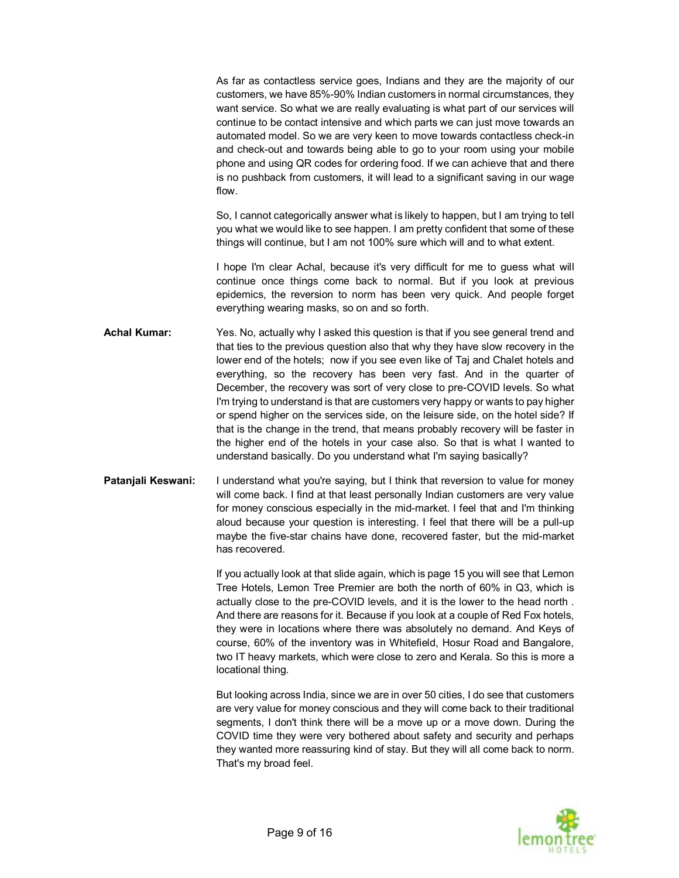As far as contactless service goes, Indians and they are the majority of our customers, we have 85%-90% Indian customers in normal circumstances, they want service. So what we are really evaluating is what part of our services will continue to be contact intensive and which parts we can just move towards an automated model. So we are very keen to move towards contactless check-in and check-out and towards being able to go to your room using your mobile phone and using QR codes for ordering food. If we can achieve that and there is no pushback from customers, it will lead to a significant saving in our wage flow.

So, I cannot categorically answer what is likely to happen, but I am trying to tell you what we would like to see happen. I am pretty confident that some of these things will continue, but I am not 100% sure which will and to what extent.

I hope I'm clear Achal, because it's very difficult for me to guess what will continue once things come back to normal. But if you look at previous epidemics, the reversion to norm has been very quick. And people forget everything wearing masks, so on and so forth.

**Achal Kumar:** Yes. No, actually why I asked this question is that if you see general trend and that ties to the previous question also that why they have slow recovery in the lower end of the hotels; now if you see even like of Taj and Chalet hotels and everything, so the recovery has been very fast. And in the quarter of December, the recovery was sort of very close to pre-COVID levels. So what I'm trying to understand is that are customers very happy or wants to pay higher or spend higher on the services side, on the leisure side, on the hotel side? If that is the change in the trend, that means probably recovery will be faster in the higher end of the hotels in your case also. So that is what I wanted to understand basically. Do you understand what I'm saying basically?

**Patanjali Keswani:** I understand what you're saying, but I think that reversion to value for money will come back. I find at that least personally Indian customers are very value for money conscious especially in the mid-market. I feel that and I'm thinking aloud because your question is interesting. I feel that there will be a pull-up maybe the five-star chains have done, recovered faster, but the mid-market has recovered.

If you actually look at that slide again, which is page 15 you will see that Lemon Tree Hotels, Lemon Tree Premier are both the north of 60% in Q3, which is actually close to the pre-COVID levels, and it is the lower to the head north . And there are reasons for it. Because if you look at a couple of Red Fox hotels, they were in locations where there was absolutely no demand. And Keys of course, 60% of the inventory was in Whitefield, Hosur Road and Bangalore, two IT heavy markets, which were close to zero and Kerala. So this is more a locational thing.

But looking across India, since we are in over 50 cities, I do see that customers are very value for money conscious and they will come back to their traditional segments, I don't think there will be a move up or a move down. During the COVID time they were very bothered about safety and security and perhaps they wanted more reassuring kind of stay. But they will all come back to norm. That's my broad feel.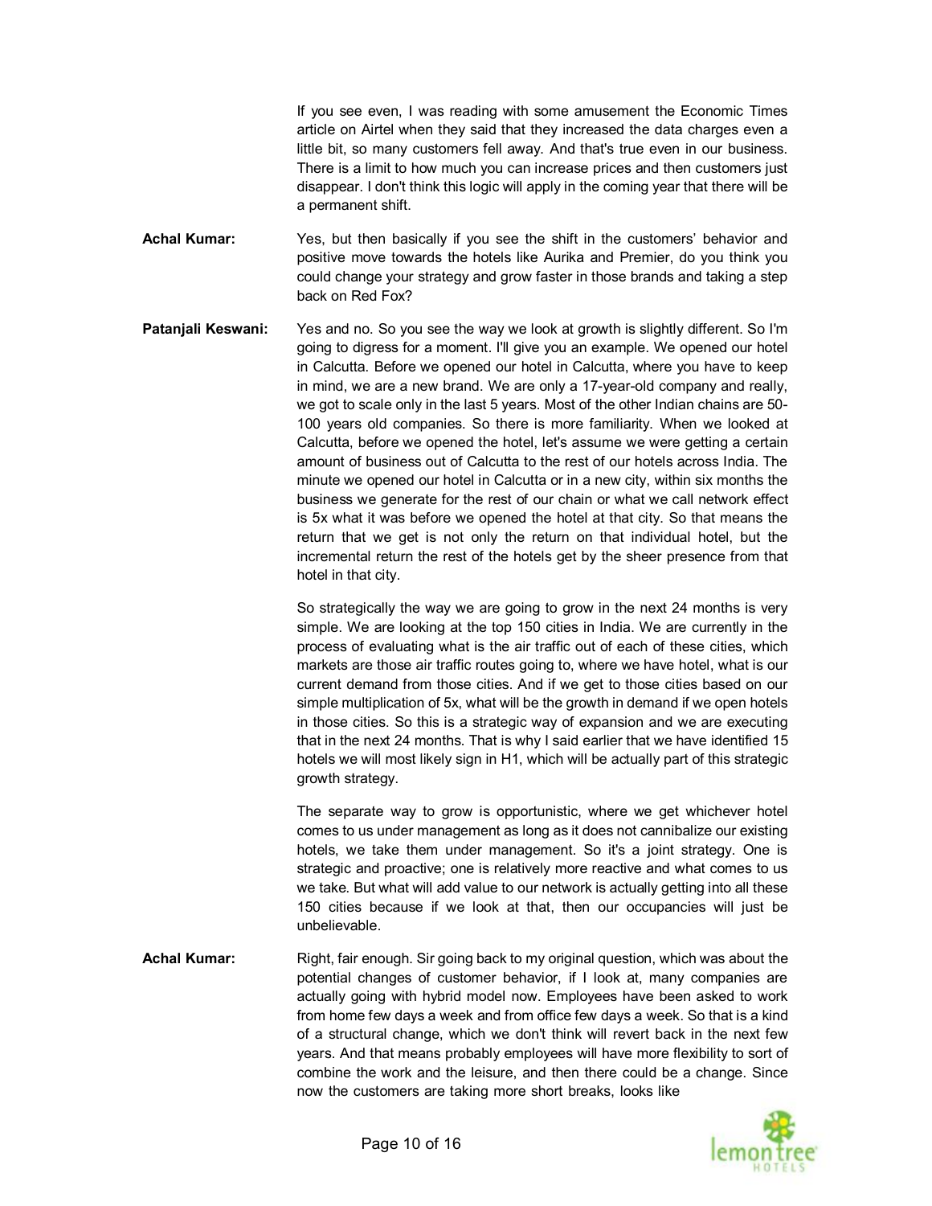If you see even, I was reading with some amusement the Economic Times article on Airtel when they said that they increased the data charges even a little bit, so many customers fell away. And that's true even in our business. There is a limit to how much you can increase prices and then customers just disappear. I don't think this logic will apply in the coming year that there will be a permanent shift.

**Achal Kumar:** Yes, but then basically if you see the shift in the customers' behavior and positive move towards the hotels like Aurika and Premier, do you think you could change your strategy and grow faster in those brands and taking a step back on Red Fox?

**Patanjali Keswani:** Yes and no. So you see the way we look at growth is slightly different. So I'm going to digress for a moment. I'll give you an example. We opened our hotel in Calcutta. Before we opened our hotel in Calcutta, where you have to keep in mind, we are a new brand. We are only a 17-year-old company and really, we got to scale only in the last 5 years. Most of the other Indian chains are 50-100 years old companies. So there is more familiarity. When we looked at Calcutta, before we opened the hotel, let's assume we were getting a certain amount of business out of Calcutta to the rest of our hotels across India. The minute we opened our hotel in Calcutta or in a new city, within six months the business we generate for the rest of our chain or what we call network effect is 5x what it was before we opened the hotel at that city. So that means the return that we get is not only the return on that individual hotel, but the incremental return the rest of the hotels get by the sheer presence from that hotel in that city.

So strategically the way we are going to grow in the next 24 months is very simple. We are looking at the top 150 cities in India. We are currently in the process of evaluating what is the air traffic out of each of these cities, which markets are those air traffic routes going to, where we have hotel, what is our current demand from those cities. And if we get to those cities based on our simple multiplication of 5x, what will be the growth in demand if we open hotels in those cities. So this is a strategic way of expansion and we are executing that in the next 24 months. That is why I said earlier that we have identified 15 hotels we will most likely sign in H1, which will be actually part of this strategic growth strategy.

The separate way to grow is opportunistic, where we get whichever hotel comes to us under management as long as it does not cannibalize our existing hotels, we take them under management. So it's a joint strategy. One is strategic and proactive; one is relatively more reactive and what comes to us we take. But what will add value to our network is actually getting into all these 150 cities because if we look at that, then our occupancies will just be unbelievable.

**Achal Kumar:** Right, fair enough. Sir going back to my original question, which was about the potential changes of customer behavior, if I look at, many companies are actually going with hybrid model now. Employees have been asked to work from home few days a week and from office few days a week. So that is a kind of a structural change, which we don't think will revert back in the next few years. And that means probably employees will have more flexibility to sort of combine the work and the leisure, and then there could be a change. Since now the customers are taking more short breaks, looks like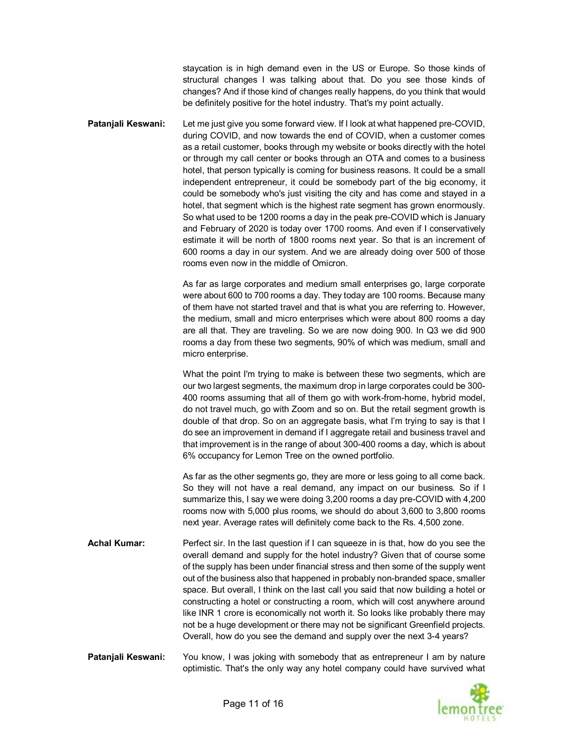staycation is in high demand even in the US or Europe. So those kinds of structural changes I was talking about that. Do you see those kinds of changes? And if those kind of changes really happens, do you think that would be definitely positive for the hotel industry. That's my point actually.

**Patanjali Keswani:** Let me just give you some forward view. If I look at what happened pre-COVID, during COVID, and now towards the end of COVID, when a customer comes as a retail customer, books through my website or books directly with the hotel or through my call center or books through an OTA and comes to a business hotel, that person typically is coming for business reasons. It could be a small independent entrepreneur, it could be somebody part of the big economy, it could be somebody who's just visiting the city and has come and stayed in a hotel, that segment which is the highest rate segment has grown enormously. So what used to be 1200 rooms a day in the peak pre-COVID which is January and February of 2020 is today over 1700 rooms. And even if I conservatively estimate it will be north of 1800 rooms next year. So that is an increment of 600 rooms a day in our system. And we are already doing over 500 of those rooms even now in the middle of Omicron.

As far as large corporates and medium small enterprises go, large corporate were about 600 to 700 rooms a day. They today are 100 rooms. Because many of them have not started travel and that is what you are referring to. However, the medium, small and micro enterprises which were about 800 rooms a day are all that. They are traveling. So we are now doing 900. In Q3 we did 900 rooms a day from these two segments, 90% of which was medium, small and micro enterprise.

What the point I'm trying to make is between these two segments, which are our two largest segments, the maximum drop in large corporates could be 300-400 rooms assuming that all of them go with work-from-home, hybrid model, do not travel much, go with Zoom and so on. But the retail segment growth is double of that drop. So on an aggregate basis, what I'm trying to say is that I do see an improvement in demand if I aggregate retail and business travel and that improvement is in the range of about 300-400 rooms a day, which is about 6% occupancy for Lemon Tree on the owned portfolio.

As far as the other segments go, they are more or less going to all come back. So they will not have a real demand, any impact on our business. So if I summarize this, I say we were doing 3,200 rooms a day pre-COVID with 4,200 rooms now with 5,000 plus rooms, we should do about 3,600 to 3,800 rooms next year. Average rates will definitely come back to the Rs. 4,500 zone.

**Achal Kumar:** Perfect sir. In the last question if I can squeeze in is that, how do you see the overall demand and supply for the hotel industry? Given that of course some of the supply has been under financial stress and then some of the supply went out of the business also that happened in probably non-branded space, smaller space. But overall, I think on the last call you said that now building a hotel or constructing a hotel or constructing a room, which will cost anywhere around like INR 1 crore is economically not worth it. So looks like probably there may not be a huge development or there may not be significant Greenfield projects. Overall, how do you see the demand and supply over the next 3-4 years?

**Patanjali Keswani:** You know, I was joking with somebody that as entrepreneur I am by nature optimistic. That's the only way any hotel company could have survived what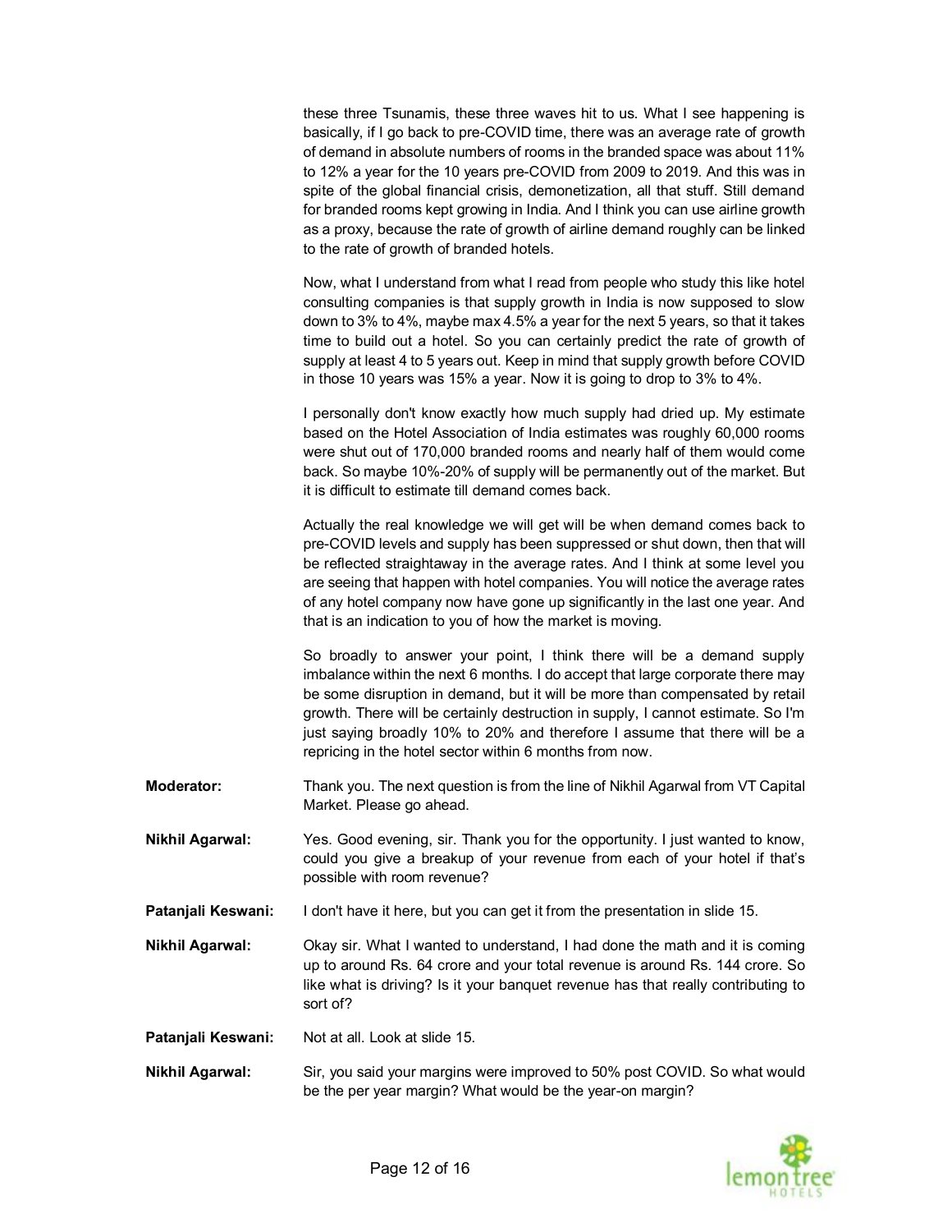these three Tsunamis, these three waves hit to us. What I see happening is basically, if I go back to pre-COVID time, there was an average rate of growth of demand in absolute numbers of rooms in the branded space was about 11% to 12% a year for the 10 years pre-COVID from 2009 to 2019. And this was in spite of the global financial crisis, demonetization, all that stuff. Still demand for branded rooms kept growing in India. And I think you can use airline growth as a proxy, because the rate of growth of airline demand roughly can be linked to the rate of growth of branded hotels.

Now, what I understand from what I read from people who study this like hotel consulting companies is that supply growth in India is now supposed to slow down to 3% to 4%, maybe max 4.5% a year for the next 5 years, so that it takes time to build out a hotel. So you can certainly predict the rate of growth of supply at least 4 to 5 years out. Keep in mind that supply growth before COVID in those 10 years was 15% a year. Now it is going to drop to 3% to 4%.

I personally don't know exactly how much supply had dried up. My estimate based on the Hotel Association of India estimates was roughly 60,000 rooms were shut out of 170,000 branded rooms and nearly half of them would come back. So maybe 10%-20% of supply will be permanently out of the market. But it is difficult to estimate till demand comes back.

Actually the real knowledge we will get will be when demand comes back to pre-COVID levels and supply has been suppressed or shut down, then that will be reflected straightaway in the average rates. And I think at some level you are seeing that happen with hotel companies. You will notice the average rates of any hotel company now have gone up significantly in the last one year. And that is an indication to you of how the market is moving.

So broadly to answer your point, I think there will be a demand supply imbalance within the next 6 months. I do accept that large corporate there may be some disruption in demand, but it will be more than compensated by retail growth. There will be certainly destruction in supply, I cannot estimate. So I'm just saying broadly 10% to 20% and therefore I assume that there will be a repricing in the hotel sector within 6 months from now.

**Moderator:** Thank you. The next question is from the line of Nikhil Agarwal from VT Capital Market. Please go ahead.

**Nikhil Agarwal:** Yes. Good evening, sir. Thank you for the opportunity. I just wanted to know, could you give a breakup of your revenue from each of your hotel if that's possible with room revenue?

**Patanjali Keswani:** I don't have it here, but you can get it from the presentation in slide 15.

**Nikhil Agarwal:** Okay sir. What I wanted to understand, I had done the math and it is coming up to around Rs. 64 crore and your total revenue is around Rs. 144 crore. So like what is driving? Is it your banquet revenue has that really contributing to sort of?

**Patanjali Keswani:** Not at all. Look at slide 15.

**Nikhil Agarwal:** Sir, you said your margins were improved to 50% post COVID. So what would be the per year margin? What would be the year-on margin?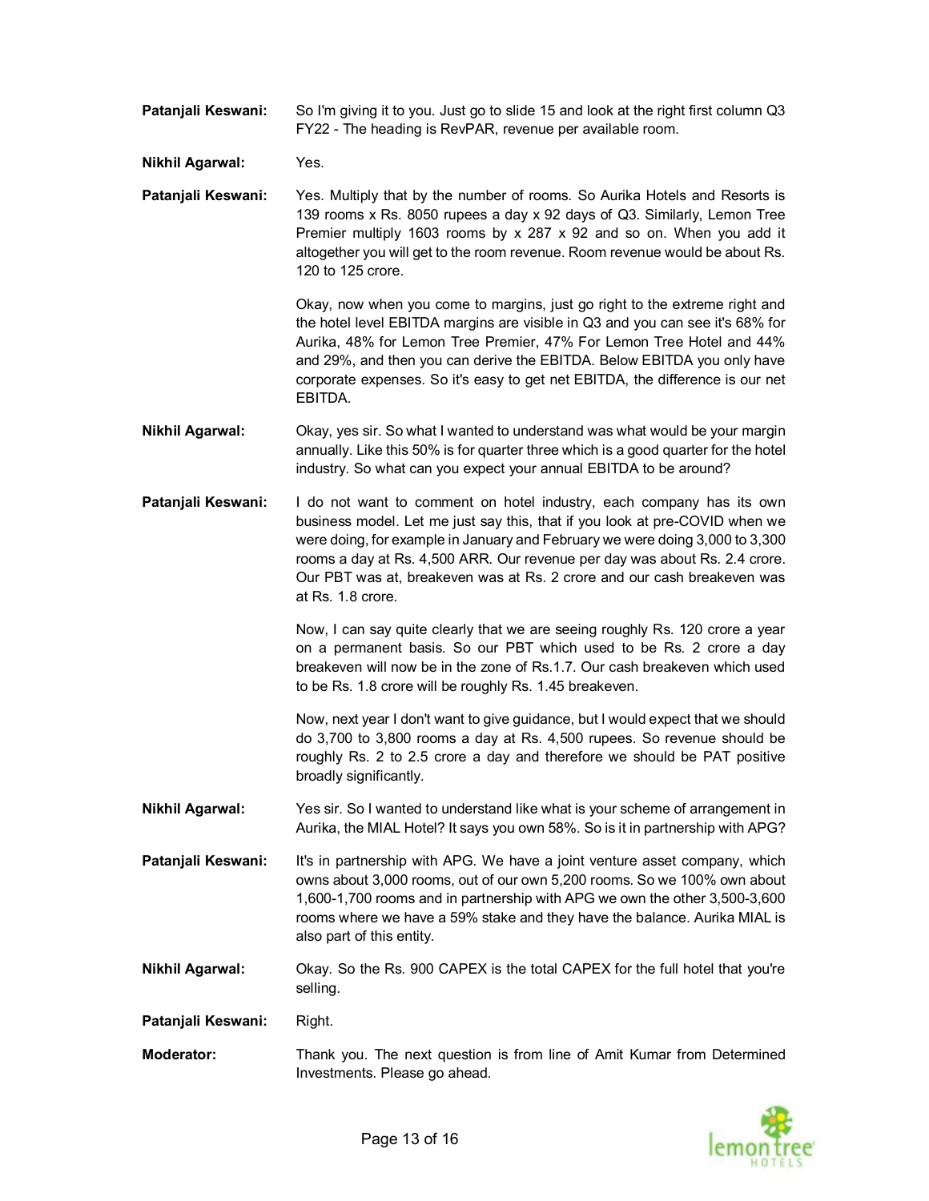**Patanjali Keswani:** So I'm giving it to you. Just go to slide 15 and look at the right first column Q3 FY22 - The heading is RevPAR, revenue per available room.

**Nikhil Agarwal:** Yes.

**Patanjali Keswani:** Yes. Multiply that by the number of rooms. So Aurika Hotels and Resorts is 139 rooms x Rs. 8050 rupees a day x 92 days of Q3. Similarly, Lemon Tree Premier multiply 1603 rooms by x 287 x 92 and so on. When you add it altogether you will get to the room revenue. Room revenue would be about Rs. 120 to 125 crore.

Okay, now when you come to margins, just go right to the extreme right and the hotel level EBITDA margins are visible in Q3 and you can see it's 68% for Aurika, 48% for Lemon Tree Premier, 47% For Lemon Tree Hotel and 44% and 29%, and then you can derive the EBITDA. Below EBITDA you only have corporate expenses. So it's easy to get net EBITDA, the difference is our net EBITDA.

**Nikhil Agarwal:** Okay, yes sir. So what I wanted to understand was what would be your margin annually. Like this 50% is for quarter three which is a good quarter for the hotel industry. So what can you expect your annual EBITDA to be around?

**Patanjali Keswani:** I do not want to comment on hotel industry, each company has its own business model. Let me just say this, that if you look at pre-COVID when we were doing, for example in January and February we were doing 3,000 to 3,300 rooms a day at Rs. 4,500 ARR. Our revenue per day was about Rs. 2.4 crore. Our PBT was at, breakeven was at Rs. 2 crore and our cash breakeven was at Rs. 1.8 crore.

Now, I can say quite clearly that we are seeing roughly Rs. 120 crore a year on a permanent basis. So our PBT which used to be Rs. 2 crore a day breakeven will now be in the zone of Rs.1.7. Our cash breakeven which used to be Rs. 1.8 crore will be roughly Rs. 1.45 breakeven.

Now, next year I don't want to give guidance, but I would expect that we should do 3,700 to 3,800 rooms a day at Rs. 4,500 rupees. So revenue should be roughly Rs. 2 to 2.5 crore a day and therefore we should be PAT positive broadly significantly.

**Nikhil Agarwal:** Yes sir. So I wanted to understand like what is your scheme of arrangement in Aurika, the MIAL Hotel? It says you own 58%. So is it in partnership with APG?

**Patanjali Keswani:** It's in partnership with APG. We have a joint venture asset company, which owns about 3,000 rooms, out of our own 5,200 rooms. So we 100% own about 1,600-1,700 rooms and in partnership with APG we own the other 3,500-3,600 rooms where we have a 59% stake and they have the balance. Aurika MIAL is also part of this entity.

**Nikhil Agarwal:** Okay. So the Rs. 900 CAPEX is the total CAPEX for the full hotel that you're selling.

**Patanjali Keswani:** Right.

**Moderator:** Thank you. The next question is from line of Amit Kumar from Determined Investments. Please go ahead.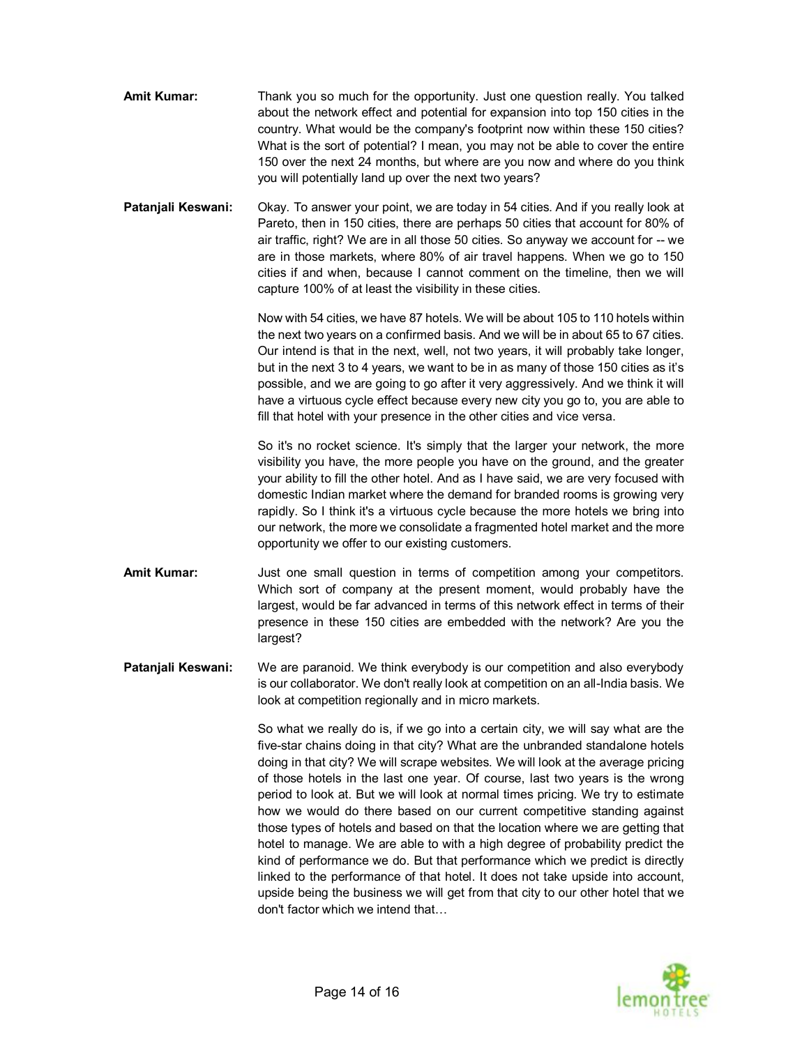**Amit Kumar:** Thank you so much for the opportunity. Just one question really. You talked about the network effect and potential for expansion into top 150 cities in the country. What would be the company's footprint now within these 150 cities? What is the sort of potential? I mean, you may not be able to cover the entire 150 over the next 24 months, but where are you now and where do you think you will potentially land up over the next two years?

**Patanjali Keswani:** Okay. To answer your point, we are today in 54 cities. And if you really look at Pareto, then in 150 cities, there are perhaps 50 cities that account for 80% of air traffic, right? We are in all those 50 cities. So anyway we account for -- we are in those markets, where 80% of air travel happens. When we go to 150 cities if and when, because I cannot comment on the timeline, then we will capture 100% of at least the visibility in these cities.

Now with 54 cities, we have 87 hotels. We will be about 105 to 110 hotels within the next two years on a confirmed basis. And we will be in about 65 to 67 cities. Our intend is that in the next, well, not two years, it will probably take longer, but in the next 3 to 4 years, we want to be in as many of those 150 cities as it's possible, and we are going to go after it very aggressively. And we think it will have a virtuous cycle effect because every new city you go to, you are able to fill that hotel with your presence in the other cities and vice versa.

So it's no rocket science. It's simply that the larger your network, the more visibility you have, the more people you have on the ground, and the greater your ability to fill the other hotel. And as I have said, we are very focused with domestic Indian market where the demand for branded rooms is growing very rapidly. So I think it's a virtuous cycle because the more hotels we bring into our network, the more we consolidate a fragmented hotel market and the more opportunity we offer to our existing customers.

**Amit Kumar:** Just one small question in terms of competition among your competitors. Which sort of company at the present moment, would probably have the largest, would be far advanced in terms of this network effect in terms of their presence in these 150 cities are embedded with the network? Are you the largest?

**Patanjali Keswani:** We are paranoid. We think everybody is our competition and also everybody is our collaborator. We don't really look at competition on an all-India basis. We look at competition regionally and in micro markets.

So what we really do is, if we go into a certain city, we will say what are the five-star chains doing in that city? What are the unbranded standalone hotels doing in that city? We will scrape websites. We will look at the average pricing of those hotels in the last one year. Of course, last two years is the wrong period to look at. But we will look at normal times pricing. We try to estimate how we would do there based on our current competitive standing against those types of hotels and based on that the location where we are getting that hotel to manage. We are able to with a high degree of probability predict the kind of performance we do. But that performance which we predict is directly linked to the performance of that hotel. It does not take upside into account, upside being the business we will get from that city to our other hotel that we don't factor which we intend that…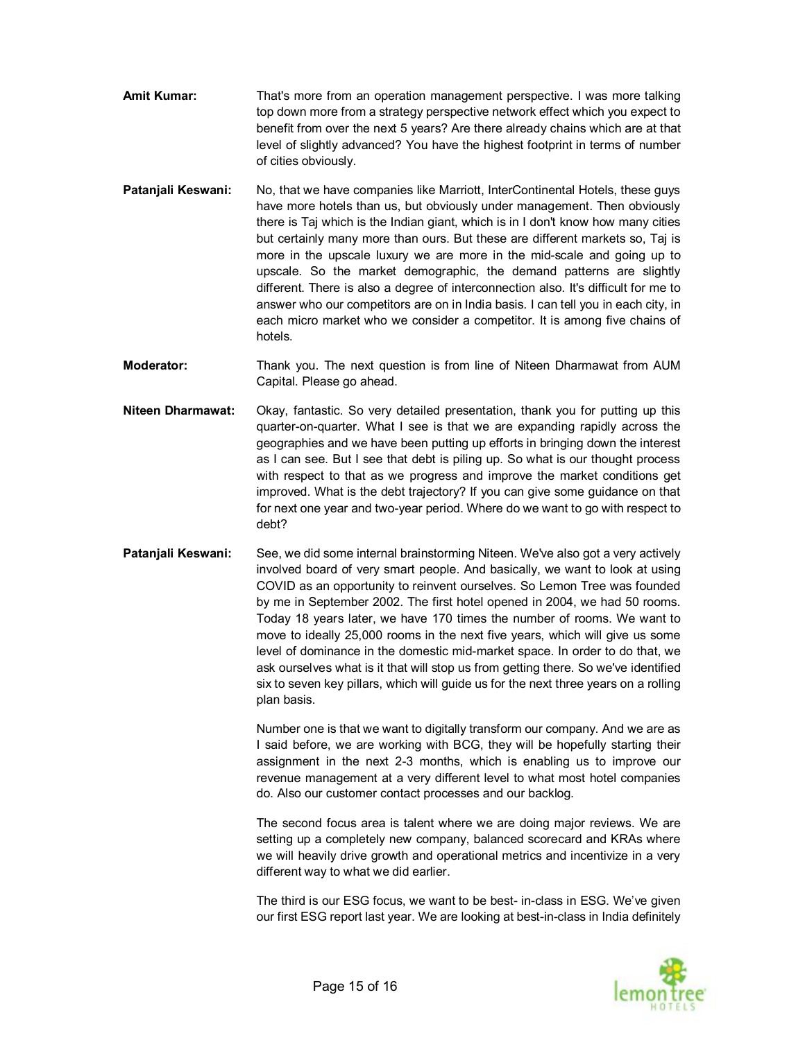**Amit Kumar:** That's more from an operation management perspective. I was more talking top down more from a strategy perspective network effect which you expect to benefit from over the next 5 years? Are there already chains which are at that level of slightly advanced? You have the highest footprint in terms of number of cities obviously.

**Patanjali Keswani:** No, that we have companies like Marriott, InterContinental Hotels, these guys have more hotels than us, but obviously under management. Then obviously there is Taj which is the Indian giant, which is in I don't know how many cities but certainly many more than ours. But these are different markets so, Taj is more in the upscale luxury we are more in the mid-scale and going up to upscale. So the market demographic, the demand patterns are slightly different. There is also a degree of interconnection also. It's difficult for me to answer who our competitors are on in India basis. I can tell you in each city, in each micro market who we consider a competitor. It is among five chains of hotels.

**Moderator:** Thank you. The next question is from line of Niteen Dharmawat from AUM Capital. Please go ahead.

**Niteen Dharmawat:** Okay, fantastic. So very detailed presentation, thank you for putting up this quarter-on-quarter. What I see is that we are expanding rapidly across the geographies and we have been putting up efforts in bringing down the interest as I can see. But I see that debt is piling up. So what is our thought process with respect to that as we progress and improve the market conditions get improved. What is the debt trajectory? If you can give some guidance on that for next one year and two-year period. Where do we want to go with respect to debt?

**Patanjali Keswani:** See, we did some internal brainstorming Niteen. We've also got a very actively involved board of very smart people. And basically, we want to look at using COVID as an opportunity to reinvent ourselves. So Lemon Tree was founded by me in September 2002. The first hotel opened in 2004, we had 50 rooms. Today 18 years later, we have 170 times the number of rooms. We want to move to ideally 25,000 rooms in the next five years, which will give us some level of dominance in the domestic mid-market space. In order to do that, we ask ourselves what is it that will stop us from getting there. So we've identified six to seven key pillars, which will guide us for the next three years on a rolling plan basis.

Number one is that we want to digitally transform our company. And we are as I said before, we are working with BCG, they will be hopefully starting their assignment in the next 2-3 months, which is enabling us to improve our revenue management at a very different level to what most hotel companies do. Also our customer contact processes and our backlog.

The second focus area is talent where we are doing major reviews. We are setting up a completely new company, balanced scorecard and KRAs where we will heavily drive growth and operational metrics and incentivize in a very different way to what we did earlier.

The third is our ESG focus, we want to be best- in-class in ESG. We've given our first ESG report last year. We are looking at best-in-class in India definitely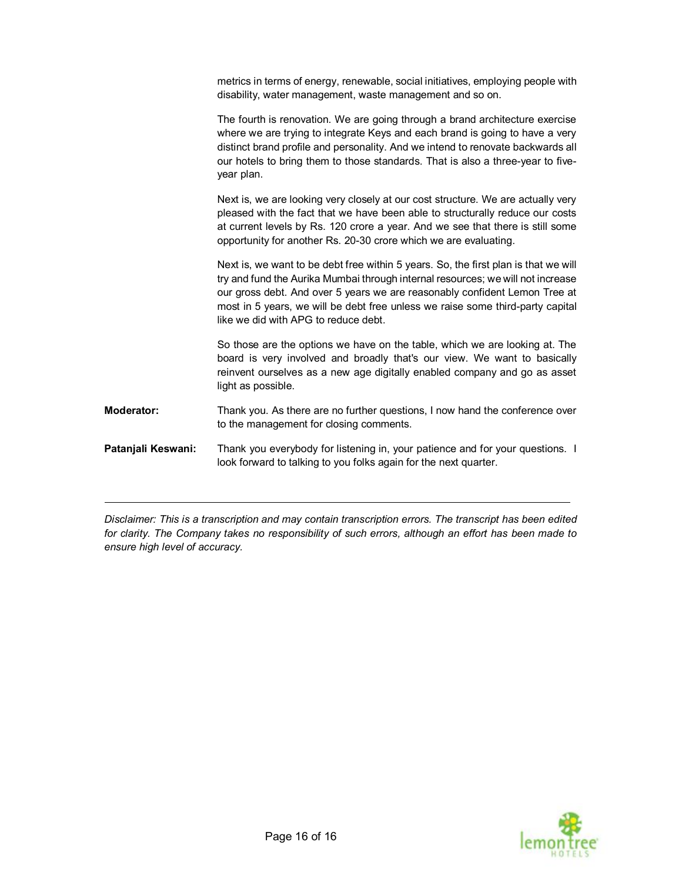metrics in terms of energy, renewable, social initiatives, employing people with disability, water management, waste management and so on.

The fourth is renovation. We are going through a brand architecture exercise where we are trying to integrate Keys and each brand is going to have a very distinct brand profile and personality. And we intend to renovate backwards all our hotels to bring them to those standards. That is also a three-year to five-year plan.

Next is, we are looking very closely at our cost structure. We are actually very pleased with the fact that we have been able to structurally reduce our costs at current levels by Rs. 120 crore a year. And we see that there is still some opportunity for another Rs. 20-30 crore which we are evaluating.

Next is, we want to be debt free within 5 years. So, the first plan is that we will try and fund the Aurika Mumbai through internal resources; we will not increase our gross debt. And over 5 years we are reasonably confident Lemon Tree at most in 5 years, we will be debt free unless we raise some third-party capital like we did with APG to reduce debt.

So those are the options we have on the table, which we are looking at. The board is very involved and broadly that's our view. We want to basically reinvent ourselves as a new age digitally enabled company and go as asset light as possible.

**Moderator:** Thank you. As there are no further questions, I now hand the conference over to the management for closing comments.

**Patanjali Keswani:** Thank you everybody for listening in, your patience and for your questions. I look forward to talking to you folks again for the next quarter.

---

*Disclaimer: This is a transcription and may contain transcription errors. The transcript has been edited for clarity. The Company takes no responsibility of such errors, although an effort has been made to ensure high level of accuracy.*